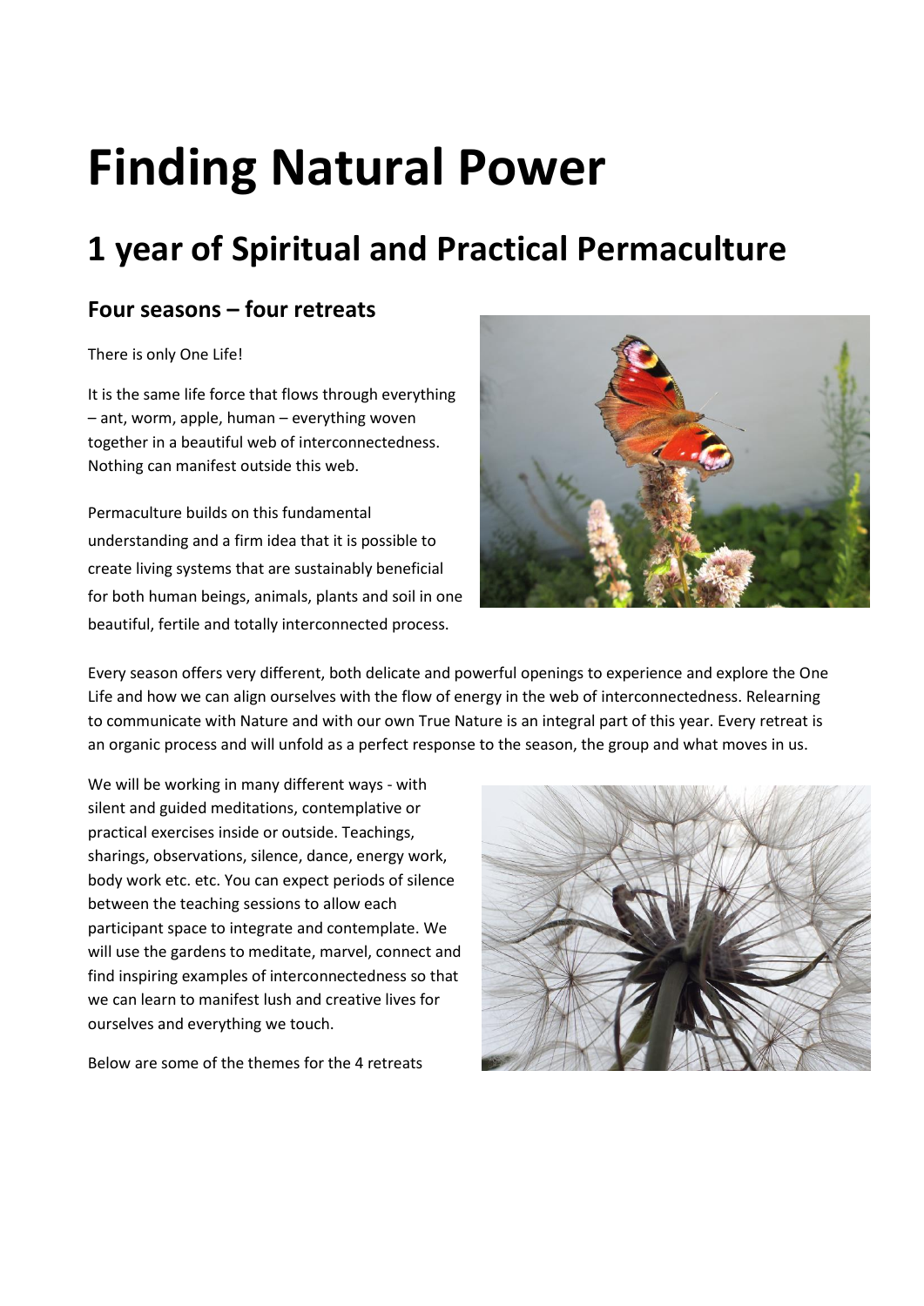# Finding Natural Power

## 1 year of Spiritual and Practical Permaculture

### Four seasons – four retreats

There is only One Life!

It is the same life force that flows through everything – ant, worm, apple, human – everything woven together in a beautiful web of interconnectedness. Nothing can manifest outside this web.

Permaculture builds on this fundamental understanding and a firm idea that it is possible to create living systems that are sustainably beneficial for both human beings, animals, plants and soil in one beautiful, fertile and totally interconnected process.

Every season offers very different, both delicate and powerful openings to experience and explore the One Life and how we can align ourselves with the flow of energy in the web of interconnectedness. Relearning to communicate with Nature and with our own True Nature is an integral part of this year. Every retreat is an organic process and will unfold as a perfect response to the season, the group and what moves in us.

We will be working in many different ways - with silent and guided meditations, contemplative or practical exercises inside or outside. Teachings, sharings, observations, silence, dance, energy work, body work etc. etc. You can expect periods of silence between the teaching sessions to allow each participant space to integrate and contemplate. We will use the gardens to meditate, marvel, connect and find inspiring examples of interconnectedness so that we can learn to manifest lush and creative lives for ourselves and everything we touch.

Below are some of the themes for the 4 retreats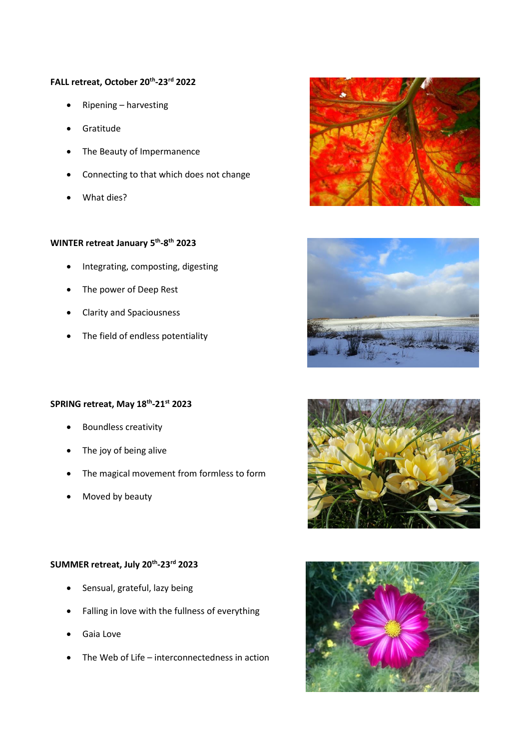**FALL retreat, October 20th-23rd 2022**

- Ripening – harvesting
- Gratitude
- The Beauty of Impermanence
- Connecting to that which does not change
- What dies?

**WINTER retreat January 5th-8th 2023**

- Integrating, composting, digesting
- The power of Deep Rest
- Clarity and Spaciousness
- The field of endless potentiality

**SPRING retreat, May 18th-21st 2023**

- Boundless creativity
- The joy of being alive
- The magical movement from formless to form
- Moved by beauty

**SUMMER retreat, July 20th-23rd 2023**

- Sensual, grateful, lazy being
- Falling in love with the fullness of everything
- Gaia Love
- The Web of Life – interconnectedness in action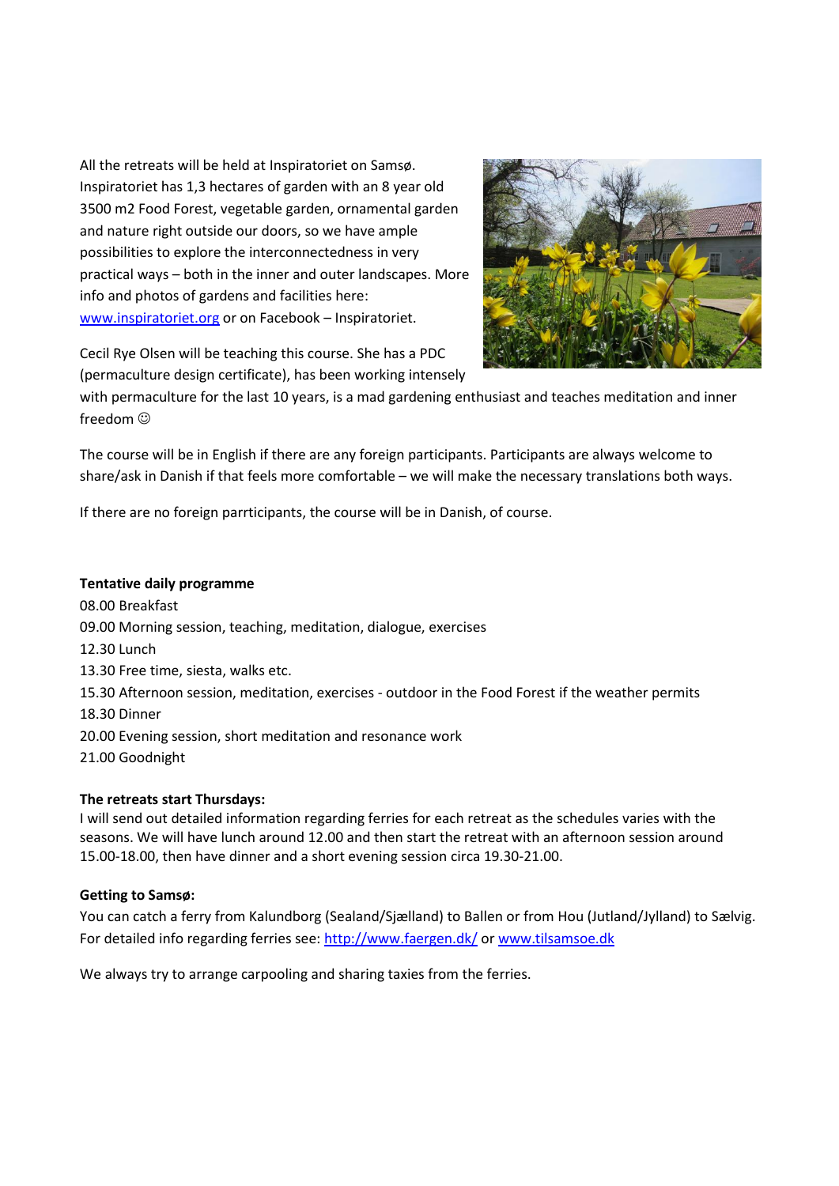All the retreats will be held at Inspiratoriet on Samsø. Inspiratoriet has 1,3 hectares of garden with an 8 year old 3500 m2 Food Forest, vegetable garden, ornamental garden and nature right outside our doors, so we have ample possibilities to explore the interconnectedness in very practical ways – both in the inner and outer landscapes. More info and photos of gardens and facilities here: [www.inspiratoriet.org](http://www.inspiratoriet.org) or on Facebook – Inspiratoriet.

Cecil Rye Olsen will be teaching this course. She has a PDC (permaculture design certificate), has been working intensely with permaculture for the last 10 years, is a mad gardening enthusiast and teaches meditation and inner freedom ☺

The course will be in English if there are any foreign participants. Participants are always welcome to share/ask in Danish if that feels more comfortable – we will make the necessary translations both ways.

If there are no foreign parrticipants, the course will be in Danish, of course.

**Tentative daily programme**

08.00 Breakfast
09.00 Morning session, teaching, meditation, dialogue, exercises
12.30 Lunch
13.30 Free time, siesta, walks etc.
15.30 Afternoon session, meditation, exercises - outdoor in the Food Forest if the weather permits
18.30 Dinner
20.00 Evening session, short meditation and resonance work
21.00 Goodnight

**The retreats start Thursdays:**
I will send out detailed information regarding ferries for each retreat as the schedules varies with the seasons. We will have lunch around 12.00 and then start the retreat with an afternoon session around 15.00-18.00, then have dinner and a short evening session circa 19.30-21.00.

**Getting to Samsø:**
You can catch a ferry from Kalundborg (Sealand/Sjælland) to Ballen or from Hou (Jutland/Jylland) to Sælvig. For detailed info regarding ferries see: [http://www.faergen.dk/](http://www.faergen.dk/) or [www.tilsamsoe.dk](http://www.tilsamsoe.dk)

We always try to arrange carpooling and sharing taxies from the ferries.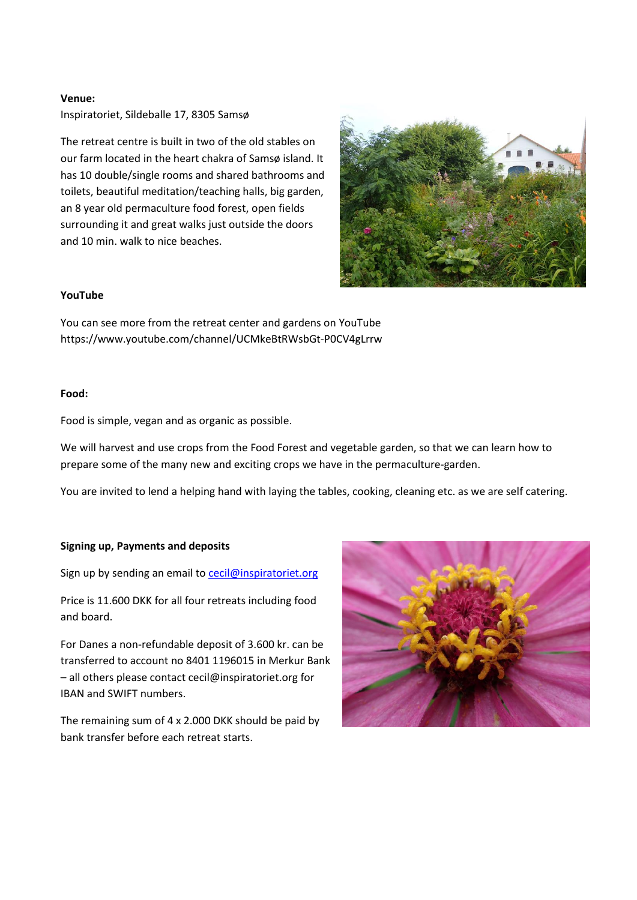**Venue:**
Inspiratoriet, Sildeballe 17, 8305 Samsø

The retreat centre is built in two of the old stables on our farm located in the heart chakra of Samsø island. It has 10 double/single rooms and shared bathrooms and toilets, beautiful meditation/teaching halls, big garden, an 8 year old permaculture food forest, open fields surrounding it and great walks just outside the doors and 10 min. walk to nice beaches.

**YouTube**

You can see more from the retreat center and gardens on YouTube
https://www.youtube.com/channel/UCMkeBtRWsbGt-P0CV4gLrrw

**Food:**

Food is simple, vegan and as organic as possible.

We will harvest and use crops from the Food Forest and vegetable garden, so that we can learn how to prepare some of the many new and exciting crops we have in the permaculture-garden.

You are invited to lend a helping hand with laying the tables, cooking, cleaning etc. as we are self catering.

**Signing up, Payments and deposits**

Sign up by sending an email to cecil@inspiratoriet.org

Price is 11.600 DKK for all four retreats including food and board.

For Danes a non-refundable deposit of 3.600 kr. can be transferred to account no 8401 1196015 in Merkur Bank – all others please contact cecil@inspiratoriet.org for IBAN and SWIFT numbers.

The remaining sum of 4 x 2.000 DKK should be paid by bank transfer before each retreat starts.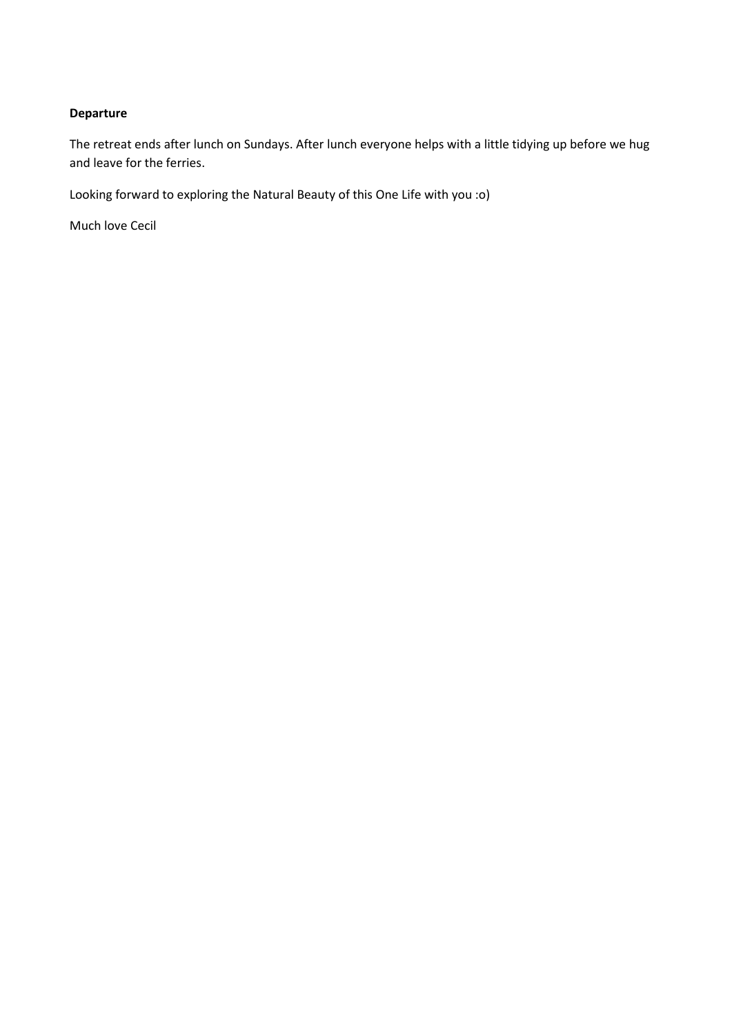**Departure**

The retreat ends after lunch on Sundays. After lunch everyone helps with a little tidying up before we hug and leave for the ferries.

Looking forward to exploring the Natural Beauty of this One Life with you :o)

Much love Cecil